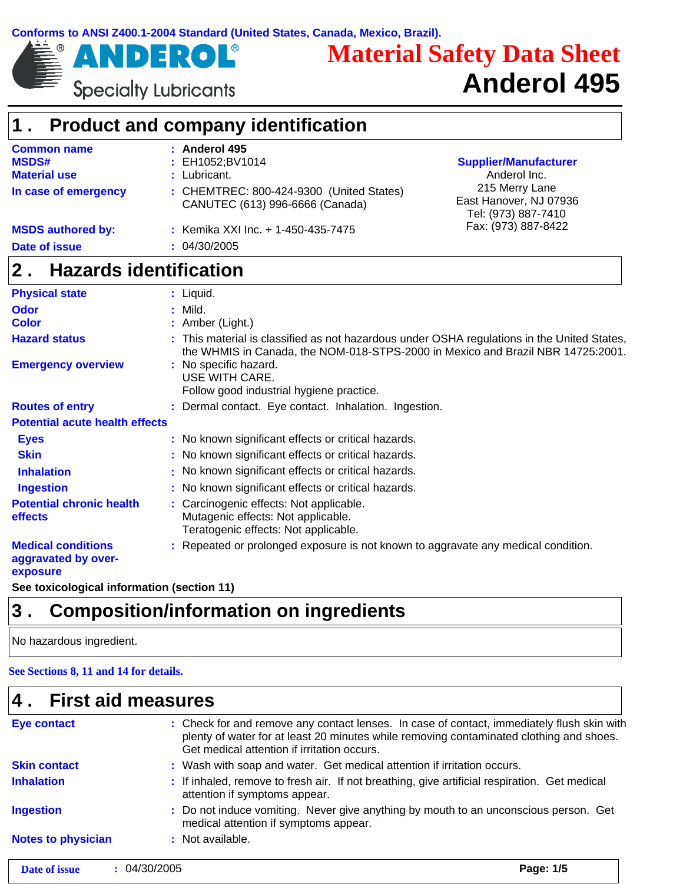Conforms to ANSI Z400.1-2004 Standard (United States, Canada, Mexico, Brazil).

ANDEROL® Specialty Lubricants

# Material Safety Data Sheet
# Anderol 495

## 1 . Product and company identification

**Common name** : **Anderol 495**

**MSDS#** : EH1052;BV1014

**Material use** : Lubricant.

**In case of emergency** : CHEMTREC: 800-424-9300 (United States)
CANUTEC (613) 996-6666 (Canada)

**MSDS authored by:** : Kemika XXI Inc. + 1-450-435-7475

**Date of issue** : 04/30/2005

**Supplier/Manufacturer**
Anderol Inc.
215 Merry Lane
East Hanover, NJ 07936
Tel: (973) 887-7410
Fax: (973) 887-8422

## 2 . Hazards identification

**Physical state** : Liquid.

**Odor** : Mild.

**Color** : Amber (Light.)

**Hazard status** : This material is classified as not hazardous under OSHA regulations in the United States, the WHMIS in Canada, the NOM-018-STPS-2000 in Mexico and Brazil NBR 14725:2001.

**Emergency overview** : No specific hazard.
USE WITH CARE.
Follow good industrial hygiene practice.

**Routes of entry** : Dermal contact. Eye contact. Inhalation. Ingestion.

**Potential acute health effects**

**Eyes** : No known significant effects or critical hazards.

**Skin** : No known significant effects or critical hazards.

**Inhalation** : No known significant effects or critical hazards.

**Ingestion** : No known significant effects or critical hazards.

**Potential chronic health effects** : Carcinogenic effects: Not applicable.
Mutagenic effects: Not applicable.
Teratogenic effects: Not applicable.

**Medical conditions aggravated by over-exposure** : Repeated or prolonged exposure is not known to aggravate any medical condition.

**See toxicological information (section 11)**

## 3 . Composition/information on ingredients

No hazardous ingredient.

**See Sections 8, 11 and 14 for details.**

## 4 . First aid measures

**Eye contact** : Check for and remove any contact lenses. In case of contact, immediately flush skin with plenty of water for at least 20 minutes while removing contaminated clothing and shoes. Get medical attention if irritation occurs.

**Skin contact** : Wash with soap and water. Get medical attention if irritation occurs.

**Inhalation** : If inhaled, remove to fresh air. If not breathing, give artificial respiration. Get medical attention if symptoms appear.

**Ingestion** : Do not induce vomiting. Never give anything by mouth to an unconscious person. Get medical attention if symptoms appear.

**Notes to physician** : Not available.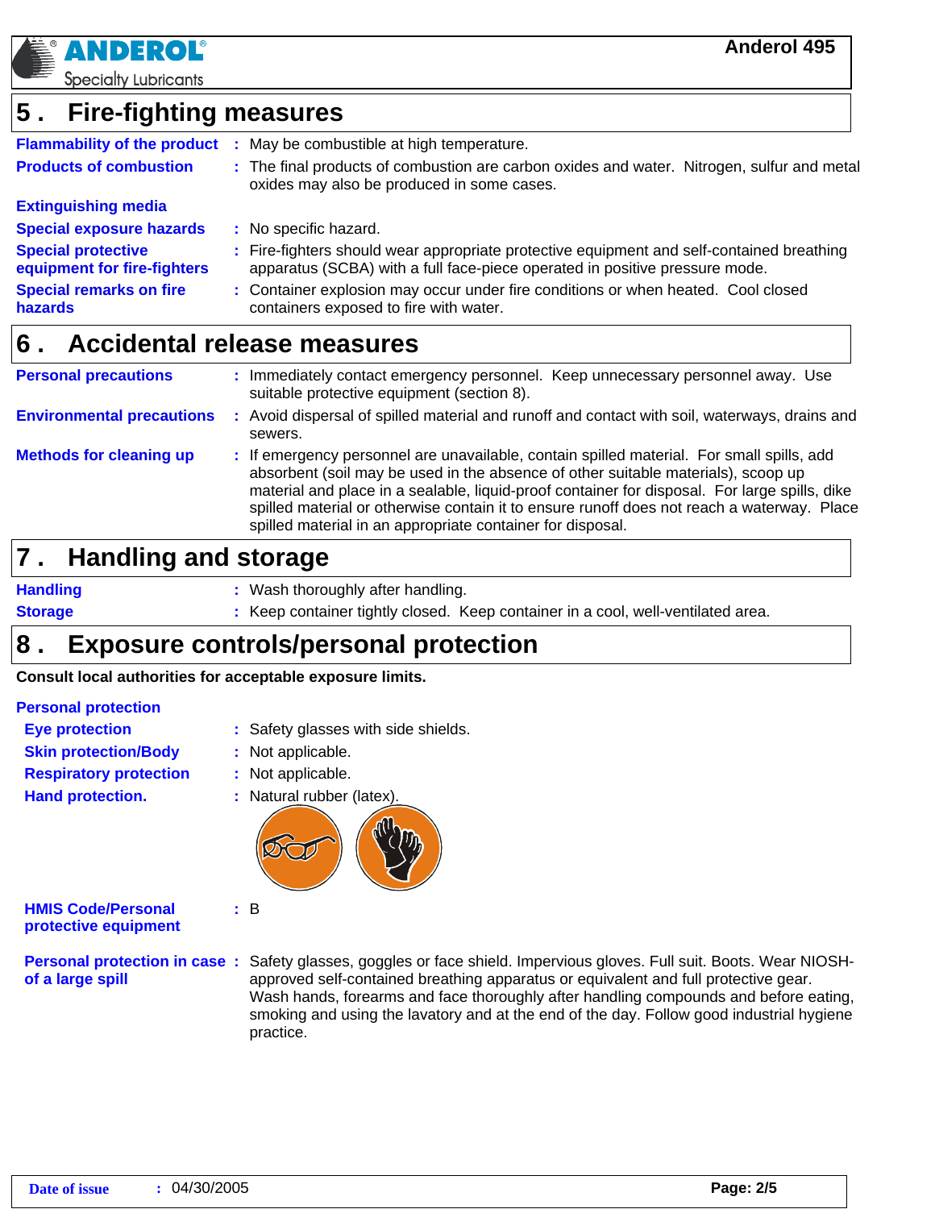## 5. Fire-fighting measures

**Flammability of the product** : May be combustible at high temperature.

**Products of combustion** : The final products of combustion are carbon oxides and water. Nitrogen, sulfur and metal oxides may also be produced in some cases.

**Extinguishing media**

**Special exposure hazards** : No specific hazard.

**Special protective equipment for fire-fighters** : Fire-fighters should wear appropriate protective equipment and self-contained breathing apparatus (SCBA) with a full face-piece operated in positive pressure mode.

**Special remarks on fire hazards** : Container explosion may occur under fire conditions or when heated. Cool closed containers exposed to fire with water.

## 6. Accidental release measures

**Personal precautions** : Immediately contact emergency personnel. Keep unnecessary personnel away. Use suitable protective equipment (section 8).

**Environmental precautions** : Avoid dispersal of spilled material and runoff and contact with soil, waterways, drains and sewers.

**Methods for cleaning up** : If emergency personnel are unavailable, contain spilled material. For small spills, add absorbent (soil may be used in the absence of other suitable materials), scoop up material and place in a sealable, liquid-proof container for disposal. For large spills, dike spilled material or otherwise contain it to ensure runoff does not reach a waterway. Place spilled material in an appropriate container for disposal.

## 7. Handling and storage

**Handling** : Wash thoroughly after handling.

**Storage** : Keep container tightly closed. Keep container in a cool, well-ventilated area.

## 8. Exposure controls/personal protection

**Consult local authorities for acceptable exposure limits.**

**Personal protection**

**Eye protection** : Safety glasses with side shields.

**Skin protection/Body** : Not applicable.

**Respiratory protection** : Not applicable.

**Hand protection.** : Natural rubber (latex).

**HMIS Code/Personal protective equipment** : B

**Personal protection in case of a large spill** : Safety glasses, goggles or face shield. Impervious gloves. Full suit. Boots. Wear NIOSH-approved self-contained breathing apparatus or equivalent and full protective gear. Wash hands, forearms and face thoroughly after handling compounds and before eating, smoking and using the lavatory and at the end of the day. Follow good industrial hygiene practice.

**Date of issue** : 04/30/2005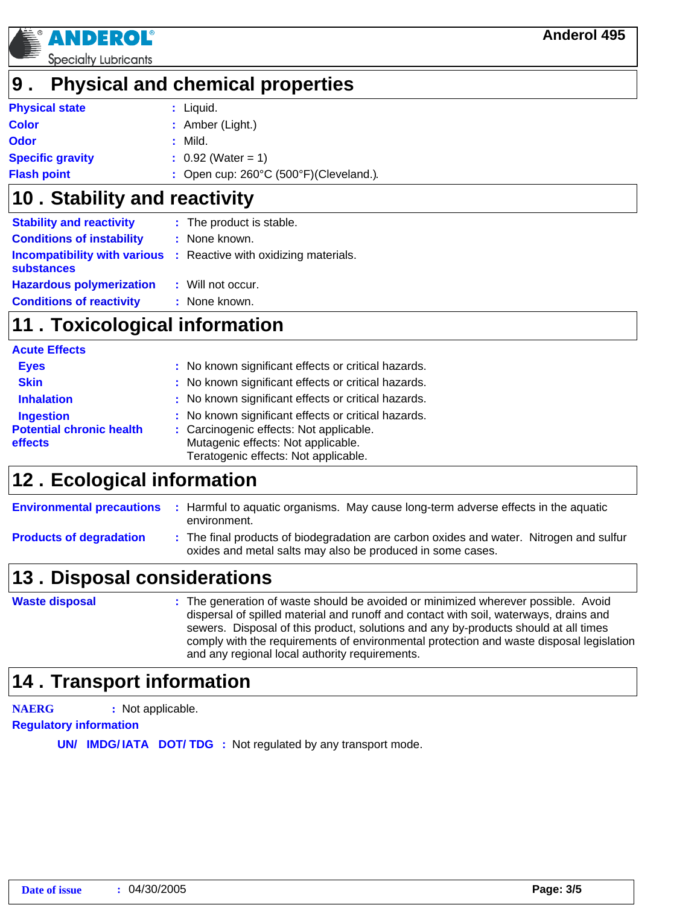## 9 . Physical and chemical properties

| | |
|---|---|
| **Physical state** | : Liquid. |
| **Color** | : Amber (Light.) |
| **Odor** | : Mild. |
| **Specific gravity** | : 0.92 (Water = 1) |
| **Flash point** | : Open cup: 260°C (500°F)(Cleveland.). |

## 10 . Stability and reactivity

| | |
|---|---|
| **Stability and reactivity** | : The product is stable. |
| **Conditions of instability** | : None known. |
| **Incompatibility with various substances** | : Reactive with oxidizing materials. |
| **Hazardous polymerization** | : Will not occur. |
| **Conditions of reactivity** | : None known. |

## 11 . Toxicological information

**Acute Effects**

| | |
|---|---|
| **Eyes** | : No known significant effects or critical hazards. |
| **Skin** | : No known significant effects or critical hazards. |
| **Inhalation** | : No known significant effects or critical hazards. |
| **Ingestion** | : No known significant effects or critical hazards. |
| **Potential chronic health effects** | : Carcinogenic effects: Not applicable.<br>Mutagenic effects: Not applicable.<br>Teratogenic effects: Not applicable. |

## 12 . Ecological information

| | |
|---|---|
| **Environmental precautions** | : Harmful to aquatic organisms. May cause long-term adverse effects in the aquatic environment. |
| **Products of degradation** | : The final products of biodegradation are carbon oxides and water. Nitrogen and sulfur oxides and metal salts may also be produced in some cases. |

## 13 . Disposal considerations

| | |
|---|---|
| **Waste disposal** | : The generation of waste should be avoided or minimized wherever possible. Avoid dispersal of spilled material and runoff and contact with soil, waterways, drains and sewers. Disposal of this product, solutions and any by-products should at all times comply with the requirements of environmental protection and waste disposal legislation and any regional local authority requirements. |

## 14 . Transport information

**NAERG** : Not applicable.

**Regulatory information**

**UN/ IMDG/ IATA DOT/ TDG** : Not regulated by any transport mode.

**Date of issue** : 04/30/2005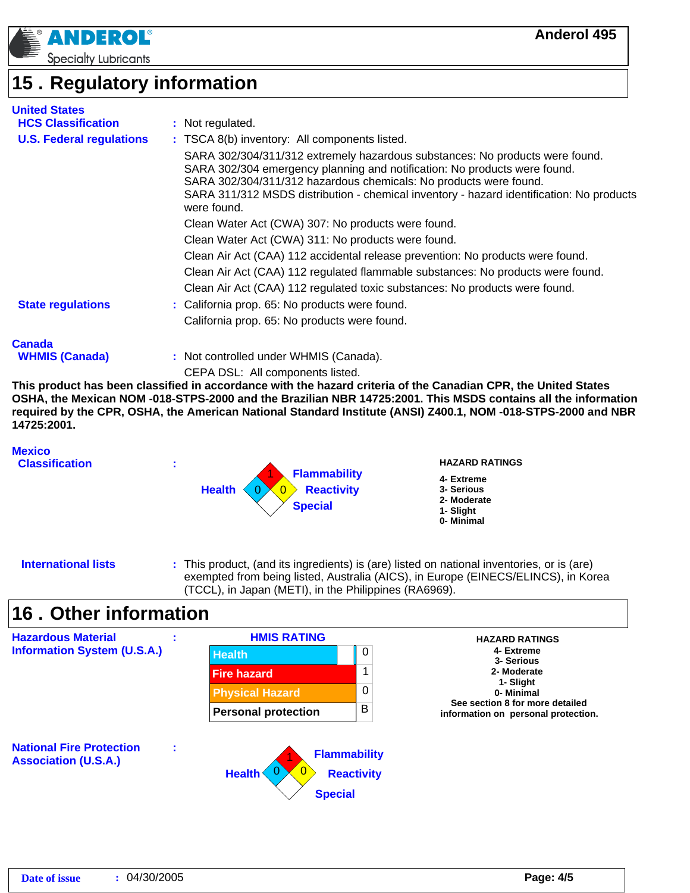## 15 . Regulatory information

**United States**

**HCS Classification** : Not regulated.

**U.S. Federal regulations** : TSCA 8(b) inventory: All components listed.

SARA 302/304/311/312 extremely hazardous substances: No products were found.
SARA 302/304 emergency planning and notification: No products were found.
SARA 302/304/311/312 hazardous chemicals: No products were found.
SARA 311/312 MSDS distribution - chemical inventory - hazard identification: No products were found.

Clean Water Act (CWA) 307: No products were found.

Clean Water Act (CWA) 311: No products were found.

Clean Air Act (CAA) 112 accidental release prevention: No products were found.

Clean Air Act (CAA) 112 regulated flammable substances: No products were found.

Clean Air Act (CAA) 112 regulated toxic substances: No products were found.

**State regulations** : California prop. 65: No products were found.

California prop. 65: No products were found.

**Canada**

**WHMIS (Canada)** : Not controlled under WHMIS (Canada).

CEPA DSL: All components listed.

**This product has been classified in accordance with the hazard criteria of the Canadian CPR, the United States OSHA, the Mexican NOM -018-STPS-2000 and the Brazilian NBR 14725:2001. This MSDS contains all the information required by the CPR, OSHA, the American National Standard Institute (ANSI) Z400.1, NOM -018-STPS-2000 and NBR 14725:2001.**

**Mexico**

**Classification** :

| Health | Flammability | Reactivity | Special |
|---|---|---|---|
| 0 | 1 | 0 | |

**HAZARD RATINGS**

**4- Extreme**
**3- Serious**
**2- Moderate**
**1- Slight**
**0- Minimal**

**International lists** : This product, (and its ingredients) is (are) listed on national inventories, or is (are) exempted from being listed, Australia (AICS), in Europe (EINECS/ELINCS), in Korea (TCCL), in Japan (METI), in the Philippines (RA6969).

## 16 . Other information

**Hazardous Material Information System (U.S.A.)** :

| HMIS RATING | |
|---|---|
| Health | 0 |
| Fire hazard | 1 |
| Physical Hazard | 0 |
| Personal protection | B |

**HAZARD RATINGS**
**4- Extreme**
**3- Serious**
**2- Moderate**
**1- Slight**
**0- Minimal**
**See section 8 for more detailed information on personal protection.**

**National Fire Protection Association (U.S.A.)** :

| Health | Flammability | Reactivity | Special |
|---|---|---|---|
| 0 | 1 | 0 | |

**Date of issue** : 04/30/2005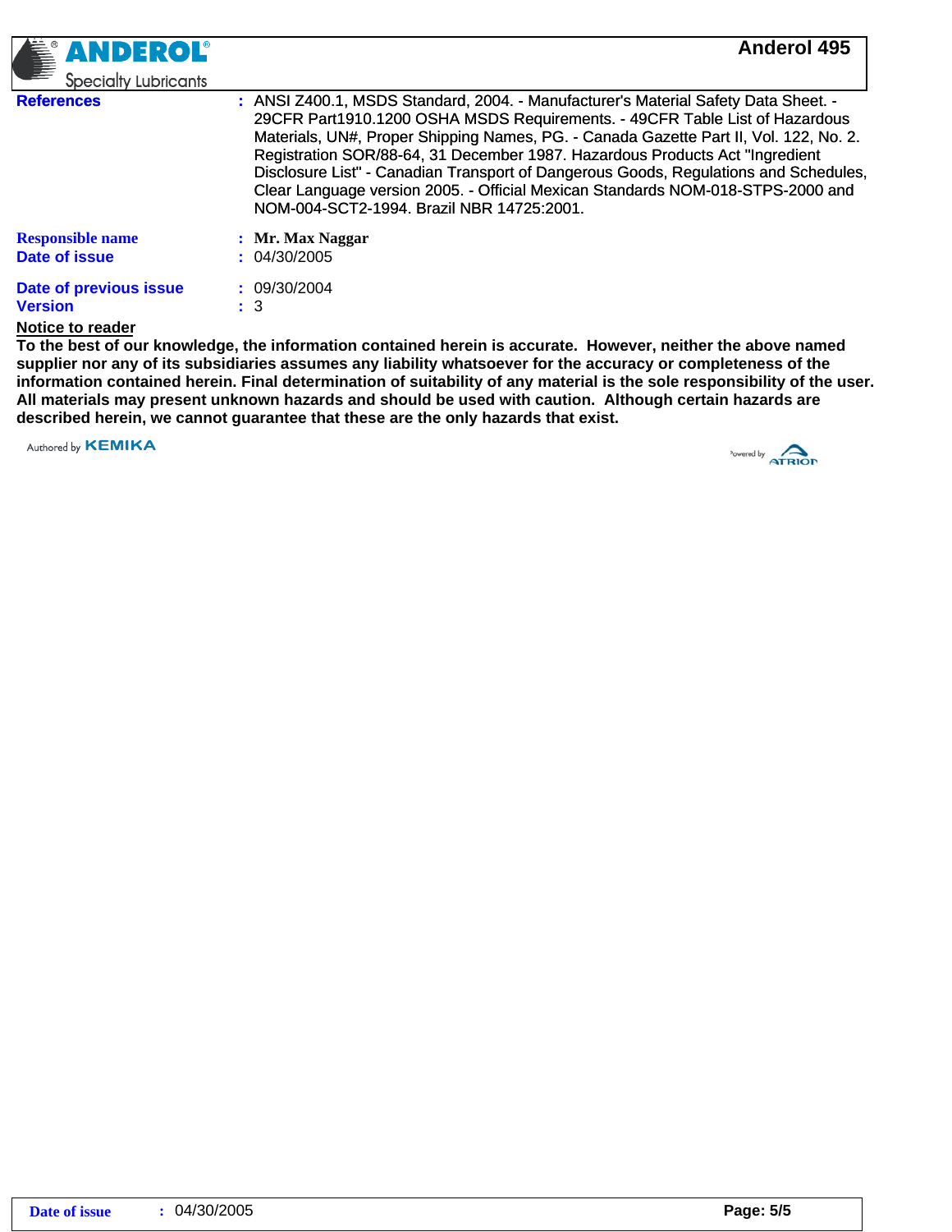**References** : ANSI Z400.1, MSDS Standard, 2004. - Manufacturer's Material Safety Data Sheet. - 29CFR Part1910.1200 OSHA MSDS Requirements. - 49CFR Table List of Hazardous Materials, UN#, Proper Shipping Names, PG. - Canada Gazette Part II, Vol. 122, No. 2. Registration SOR/88-64, 31 December 1987. Hazardous Products Act "Ingredient Disclosure List" - Canadian Transport of Dangerous Goods, Regulations and Schedules, Clear Language version 2005. - Official Mexican Standards NOM-018-STPS-2000 and NOM-004-SCT2-1994. Brazil NBR 14725:2001.

**Responsible name** : **Mr. Max Naggar**

**Date of issue** : 04/30/2005

**Date of previous issue** : 09/30/2004

**Version** : 3

**Notice to reader**

**To the best of our knowledge, the information contained herein is accurate. However, neither the above named supplier nor any of its subsidiaries assumes any liability whatsoever for the accuracy or completeness of the information contained herein. Final determination of suitability of any material is the sole responsibility of the user. All materials may present unknown hazards and should be used with caution. Although certain hazards are described herein, we cannot guarantee that these are the only hazards that exist.**

Authored by KEMIKA

Powered by ATRION